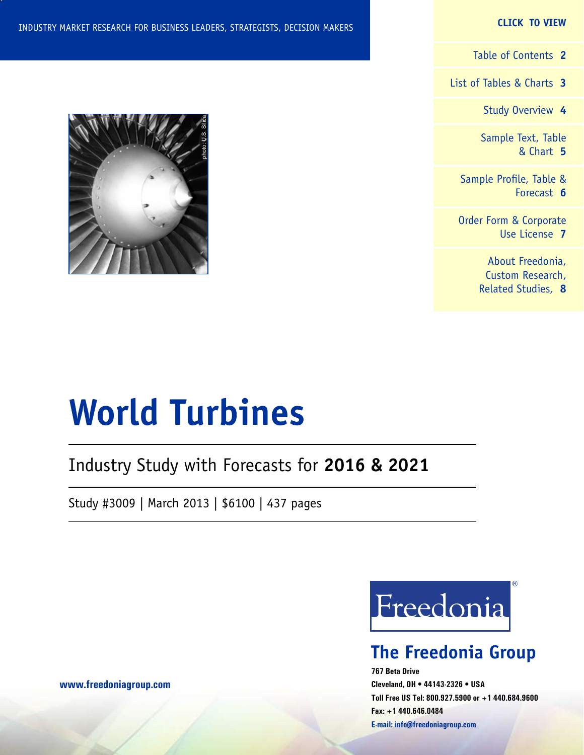INDUSTRY MARKET RESEARCH FOR BUSINESS LEADERS, STRATEGISTS, DECISION MAKERS

**CLICK TO VIEW**

- Table of Contents **2**
- List of Tables & Charts **3**
- Study Overview **4**
- Sample Text, Table & Chart **5**
- Sample Profile, Table & Forecast **6**
- Order Form & Corporate Use License **7**
- About Freedonia, Custom Research, Related Studies, **8**

photo: U.S. Silica

# World Turbines

## Industry Study with Forecasts for **2016 & 2021**

Study #3009 | March 2013 | $6100 | 437 pages

Freedonia®

## The Freedonia Group

**767 Beta Drive**
**Cleveland, OH • 44143-2326 • USA**
**Toll Free US Tel: 800.927.5900 or +1 440.684.9600**
**Fax: +1 440.646.0484**
**E-mail: info@freedoniagroup.com**

**www.freedoniagroup.com**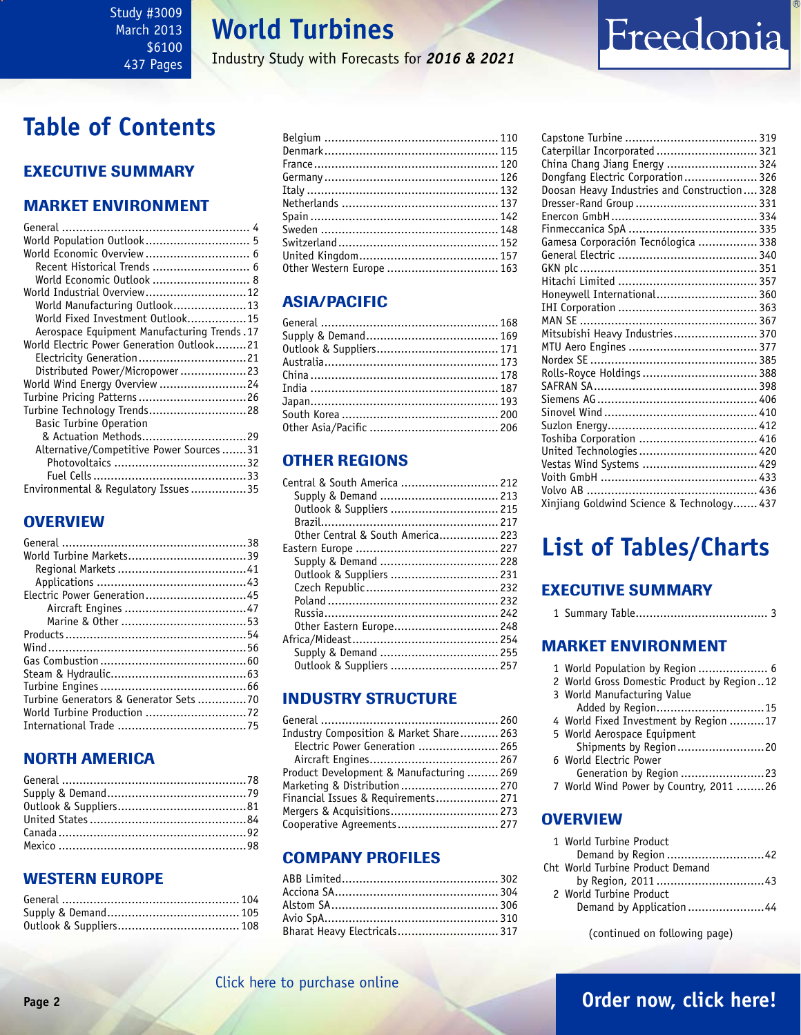Study #3009
March 2013
$6100
437 Pages

# World Turbines

Industry Study with Forecasts for ***2016 & 2021***

# Table of Contents

## EXECUTIVE SUMMARY

## MARKET ENVIRONMENT

- General ........ 4
- World Population Outlook ........ 5
- World Economic Overview ........ 6
  - Recent Historical Trends ........ 6
  - World Economic Outlook ........ 8
- World Industrial Overview ........ 12
  - World Manufacturing Outlook ........ 13
  - World Fixed Investment Outlook ........ 15
  - Aerospace Equipment Manufacturing Trends ........ 17
- World Electric Power Generation Outlook ........ 21
  - Electricity Generation ........ 21
  - Distributed Power/Micropower ........ 23
- World Wind Energy Overview ........ 24
- Turbine Pricing Patterns ........ 26
- Turbine Technology Trends ........ 28
  - Basic Turbine Operation & Actuation Methods ........ 29
  - Alternative/Competitive Power Sources ........ 31
    - Photovoltaics ........ 32
    - Fuel Cells ........ 33
- Environmental & Regulatory Issues ........ 35

## OVERVIEW

- General ........ 38
- World Turbine Markets ........ 39
  - Regional Markets ........ 41
  - Applications ........ 43
- Electric Power Generation ........ 45
  - Aircraft Engines ........ 47
  - Marine & Other ........ 53
- Products ........ 54
- Wind ........ 56
- Gas Combustion ........ 60
- Steam & Hydraulic ........ 63
- Turbine Engines ........ 66
- Turbine Generators & Generator Sets ........ 70
- World Turbine Production ........ 72
- International Trade ........ 75

## NORTH AMERICA

- General ........ 78
- Supply & Demand ........ 79
- Outlook & Suppliers ........ 81
- United States ........ 84
- Canada ........ 92
- Mexico ........ 98

## WESTERN EUROPE

- General ........ 104
- Supply & Demand ........ 105
- Outlook & Suppliers ........ 108
- Belgium ........ 110
- Denmark ........ 115
- France ........ 120
- Germany ........ 126
- Italy ........ 132
- Netherlands ........ 137
- Spain ........ 142
- Sweden ........ 148
- Switzerland ........ 152
- United Kingdom ........ 157
- Other Western Europe ........ 163

## ASIA/PACIFIC

- General ........ 168
- Supply & Demand ........ 169
- Outlook & Suppliers ........ 171
- Australia ........ 173
- China ........ 178
- India ........ 187
- Japan ........ 193
- South Korea ........ 200
- Other Asia/Pacific ........ 206

## OTHER REGIONS

- Central & South America ........ 212
  - Supply & Demand ........ 213
  - Outlook & Suppliers ........ 215
  - Brazil ........ 217
  - Other Central & South America ........ 223
- Eastern Europe ........ 227
  - Supply & Demand ........ 228
  - Outlook & Suppliers ........ 231
  - Czech Republic ........ 232
  - Poland ........ 232
  - Russia ........ 242
  - Other Eastern Europe ........ 248
- Africa/Mideast ........ 254
  - Supply & Demand ........ 255
  - Outlook & Suppliers ........ 257

## INDUSTRY STRUCTURE

- General ........ 260
- Industry Composition & Market Share ........ 263
  - Electric Power Generation ........ 265
  - Aircraft Engines ........ 267
- Product Development & Manufacturing ........ 269
- Marketing & Distribution ........ 270
- Financial Issues & Requirements ........ 271
- Mergers & Acquisitions ........ 273
- Cooperative Agreements ........ 277

## COMPANY PROFILES

- ABB Limited ........ 302
- Acciona SA ........ 304
- Alstom SA ........ 306
- Avio SpA ........ 310
- Bharat Heavy Electricals ........ 317
- Capstone Turbine ........ 319
- Caterpillar Incorporated ........ 321
- China Chang Jiang Energy ........ 324
- Dongfang Electric Corporation ........ 326
- Doosan Heavy Industries and Construction ........ 328
- Dresser-Rand Group ........ 331
- Enercon GmbH ........ 334
- Finmeccanica SpA ........ 335
- Gamesa Corporación Tecnólogica ........ 338
- General Electric ........ 340
- GKN plc ........ 351
- Hitachi Limited ........ 357
- Honeywell International ........ 360
- IHI Corporation ........ 363
- MAN SE ........ 367
- Mitsubishi Heavy Industries ........ 370
- MTU Aero Engines ........ 377
- Nordex SE ........ 385
- Rolls-Royce Holdings ........ 388
- SAFRAN SA ........ 398
- Siemens AG ........ 406
- Sinovel Wind ........ 410
- Suzlon Energy ........ 412
- Toshiba Corporation ........ 416
- United Technologies ........ 420
- Vestas Wind Systems ........ 429
- Voith GmbH ........ 433
- Volvo AB ........ 436
- Xinjiang Goldwind Science & Technology ........ 437

# List of Tables/Charts

## EXECUTIVE SUMMARY

1. Summary Table ........ 3

## MARKET ENVIRONMENT

1. World Population by Region ........ 6
2. World Gross Domestic Product by Region ........ 12
3. World Manufacturing Value Added by Region ........ 15
4. World Fixed Investment by Region ........ 17
5. World Aerospace Equipment Shipments by Region ........ 20
6. World Electric Power Generation by Region ........ 23
7. World Wind Power by Country, 2011 ........ 26

## OVERVIEW

1. World Turbine Product Demand by Region ........ 42

Cht World Turbine Product Demand by Region, 2011 ........ 43

2. World Turbine Product Demand by Application ........ 44

(continued on following page)

Click here to purchase online

**Order now, click here!**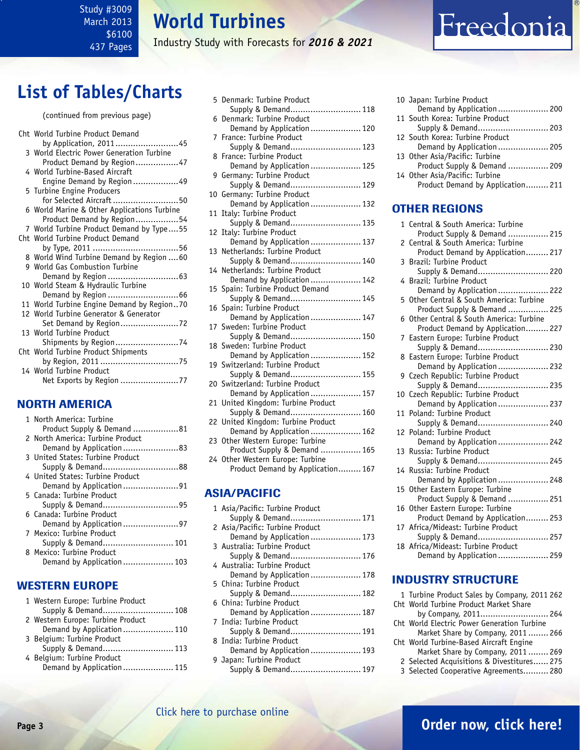Study #3009
March 2013
$6100
437 Pages

# World Turbines

Industry Study with Forecasts for ***2016 & 2021***

Freedonia

## List of Tables/Charts

(continued from previous page)

- Cht World Turbine Product Demand by Application, 2011 ....45
- 3 World Electric Power Generation Turbine Product Demand by Region ....47
- 4 World Turbine-Based Aircraft Engine Demand by Region ....49
- 5 Turbine Engine Producers for Selected Aircraft ....50
- 6 World Marine & Other Applications Turbine Product Demand by Region ....54
- 7 World Turbine Product Demand by Type ....55
- Cht World Turbine Product Demand by Type, 2011 ....56
- 8 World Wind Turbine Demand by Region ....60
- 9 World Gas Combustion Turbine Demand by Region ....63
- 10 World Steam & Hydraulic Turbine Demand by Region ....66
- 11 World Turbine Engine Demand by Region ....70
- 12 World Turbine Generator & Generator Set Demand by Region ....72
- 13 World Turbine Product Shipments by Region ....74
- Cht World Turbine Product Shipments by Region, 2011 ....75
- 14 World Turbine Product Net Exports by Region ....77

## NORTH AMERICA

- 1 North America: Turbine Product Supply & Demand ....81
- 2 North America: Turbine Product Demand by Application ....83
- 3 United States: Turbine Product Supply & Demand ....88
- 4 United States: Turbine Product Demand by Application ....91
- 5 Canada: Turbine Product Supply & Demand ....95
- 6 Canada: Turbine Product Demand by Application ....97
- 7 Mexico: Turbine Product Supply & Demand ....101
- 8 Mexico: Turbine Product Demand by Application ....103

## WESTERN EUROPE

- 1 Western Europe: Turbine Product Supply & Demand ....108
- 2 Western Europe: Turbine Product Demand by Application ....110
- 3 Belgium: Turbine Product Supply & Demand ....113
- 4 Belgium: Turbine Product Demand by Application ....115
- 5 Denmark: Turbine Product Supply & Demand ....118
- 6 Denmark: Turbine Product Demand by Application ....120
- 7 France: Turbine Product Supply & Demand ....123
- 8 France: Turbine Product Demand by Application ....125
- 9 Germany: Turbine Product Supply & Demand ....129
- 10 Germany: Turbine Product Demand by Application ....132
- 11 Italy: Turbine Product Supply & Demand ....135
- 12 Italy: Turbine Product Demand by Application ....137
- 13 Netherlands: Turbine Product Supply & Demand ....140
- 14 Netherlands: Turbine Product Demand by Application ....142
- 15 Spain: Turbine Product Demand Supply & Demand ....145
- 16 Spain: Turbine Product Demand by Application ....147
- 17 Sweden: Turbine Product Supply & Demand ....150
- 18 Sweden: Turbine Product Demand by Application ....152
- 19 Switzerland: Turbine Product Supply & Demand ....155
- 20 Switzerland: Turbine Product Demand by Application ....157
- 21 United Kingdom: Turbine Product Supply & Demand ....160
- 22 United Kingdom: Turbine Product Demand by Application ....162
- 23 Other Western Europe: Turbine Product Supply & Demand ....165
- 24 Other Western Europe: Turbine Product Demand by Application ....167

## ASIA/PACIFIC

- 1 Asia/Pacific: Turbine Product Supply & Demand ....171
- 2 Asia/Pacific: Turbine Product Demand by Application ....173
- 3 Australia: Turbine Product Supply & Demand ....176
- 4 Australia: Turbine Product Demand by Application ....178
- 5 China: Turbine Product Supply & Demand ....182
- 6 China: Turbine Product Demand by Application ....187
- 7 India: Turbine Product Supply & Demand ....191
- 8 India: Turbine Product Demand by Application ....193
- 9 Japan: Turbine Product Supply & Demand ....197
- 10 Japan: Turbine Product Demand by Application ....200
- 11 South Korea: Turbine Product Supply & Demand ....203
- 12 South Korea: Turbine Product Demand by Application ....205
- 13 Other Asia/Pacific: Turbine Product Supply & Demand ....209
- 14 Other Asia/Pacific: Turbine Product Demand by Application ....211

## OTHER REGIONS

- 1 Central & South America: Turbine Product Supply & Demand ....215
- 2 Central & South America: Turbine Product Demand by Application ....217
- 3 Brazil: Turbine Product Supply & Demand ....220
- 4 Brazil: Turbine Product Demand by Application ....222
- 5 Other Central & South America: Turbine Product Supply & Demand ....225
- 6 Other Central & South America: Turbine Product Demand by Application ....227
- 7 Eastern Europe: Turbine Product Supply & Demand ....230
- 8 Eastern Europe: Turbine Product Demand by Application ....232
- 9 Czech Republic: Turbine Product Supply & Demand ....235
- 10 Czech Republic: Turbine Product Demand by Application ....237
- 11 Poland: Turbine Product Supply & Demand ....240
- 12 Poland: Turbine Product Demand by Application ....242
- 13 Russia: Turbine Product Supply & Demand ....245
- 14 Russia: Turbine Product Demand by Application ....248
- 15 Other Eastern Europe: Turbine Product Supply & Demand ....251
- 16 Other Eastern Europe: Turbine Product Demand by Application ....253
- 17 Africa/Mideast: Turbine Product Supply & Demand ....257
- 18 Africa/Mideast: Turbine Product Demand by Application ....259

## INDUSTRY STRUCTURE

- 1 Turbine Product Sales by Company, 2011 262
- Cht World Turbine Product Market Share by Company, 2011 ....264
- Cht World Electric Power Generation Turbine Market Share by Company, 2011 ....266
- Cht World Turbine-Based Aircraft Engine Market Share by Company, 2011 ....269
- 2 Selected Acquisitions & Divestitures ....275
- 3 Selected Cooperative Agreements ....280

Click here to purchase online

**Order now, click here!**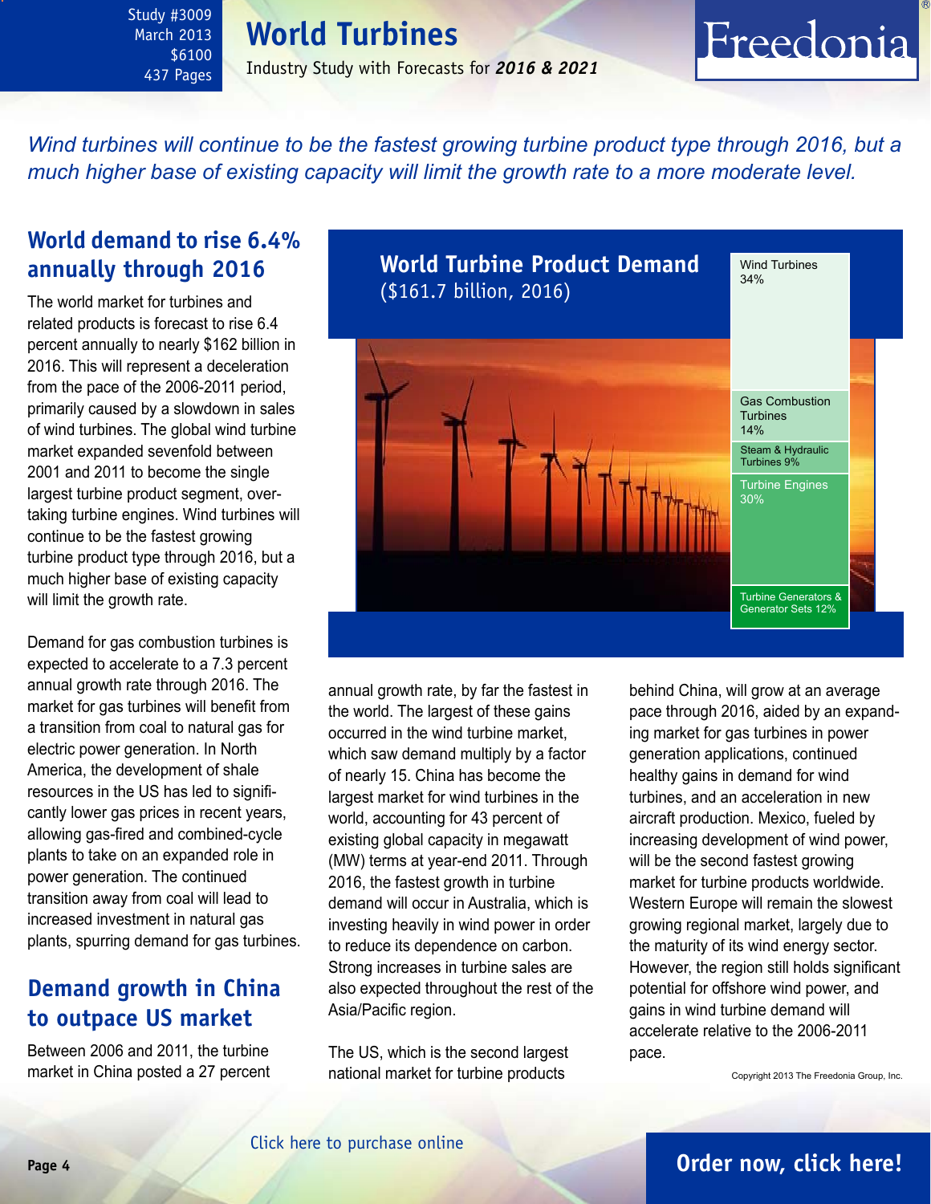# World Turbines

Industry Study with Forecasts for ***2016 & 2021***

Study #3009
March 2013
$6100
437 Pages

*Wind turbines will continue to be the fastest growing turbine product type through 2016, but a much higher base of existing capacity will limit the growth rate to a more moderate level.*

## World demand to rise 6.4% annually through 2016

The world market for turbines and related products is forecast to rise 6.4 percent annually to nearly $162 billion in 2016. This will represent a deceleration from the pace of the 2006-2011 period, primarily caused by a slowdown in sales of wind turbines. The global wind turbine market expanded sevenfold between 2001 and 2011 to become the single largest turbine product segment, overtaking turbine engines. Wind turbines will continue to be the fastest growing turbine product type through 2016, but a much higher base of existing capacity will limit the growth rate.

Demand for gas combustion turbines is expected to accelerate to a 7.3 percent annual growth rate through 2016. The market for gas turbines will benefit from a transition from coal to natural gas for electric power generation. In North America, the development of shale resources in the US has led to significantly lower gas prices in recent years, allowing gas-fired and combined-cycle plants to take on an expanded role in power generation. The continued transition away from coal will lead to increased investment in natural gas plants, spurring demand for gas turbines.

**World Turbine Product Demand**
($161.7 billion, 2016)

| Segment | Share |
|---|---|
| Wind Turbines | 34% |
| Gas Combustion Turbines | 14% |
| Steam & Hydraulic Turbines | 9% |
| Turbine Engines | 30% |
| Turbine Generators & Generator Sets | 12% |

## Demand growth in China to outpace US market

Between 2006 and 2011, the turbine market in China posted a 27 percent annual growth rate, by far the fastest in the world. The largest of these gains occurred in the wind turbine market, which saw demand multiply by a factor of nearly 15. China has become the largest market for wind turbines in the world, accounting for 43 percent of existing global capacity in megawatt (MW) terms at year-end 2011. Through 2016, the fastest growth in turbine demand will occur in Australia, which is investing heavily in wind power in order to reduce its dependence on carbon. Strong increases in turbine sales are also expected throughout the rest of the Asia/Pacific region.

The US, which is the second largest national market for turbine products behind China, will grow at an average pace through 2016, aided by an expanding market for gas turbines in power generation applications, continued healthy gains in demand for wind turbines, and an acceleration in new aircraft production. Mexico, fueled by increasing development of wind power, will be the second fastest growing market for turbine products worldwide. Western Europe will remain the slowest growing regional market, largely due to the maturity of its wind energy sector. However, the region still holds significant potential for offshore wind power, and gains in wind turbine demand will accelerate relative to the 2006-2011 pace.

Copyright 2013 The Freedonia Group, Inc.

Click here to purchase online

**Order now, click here!**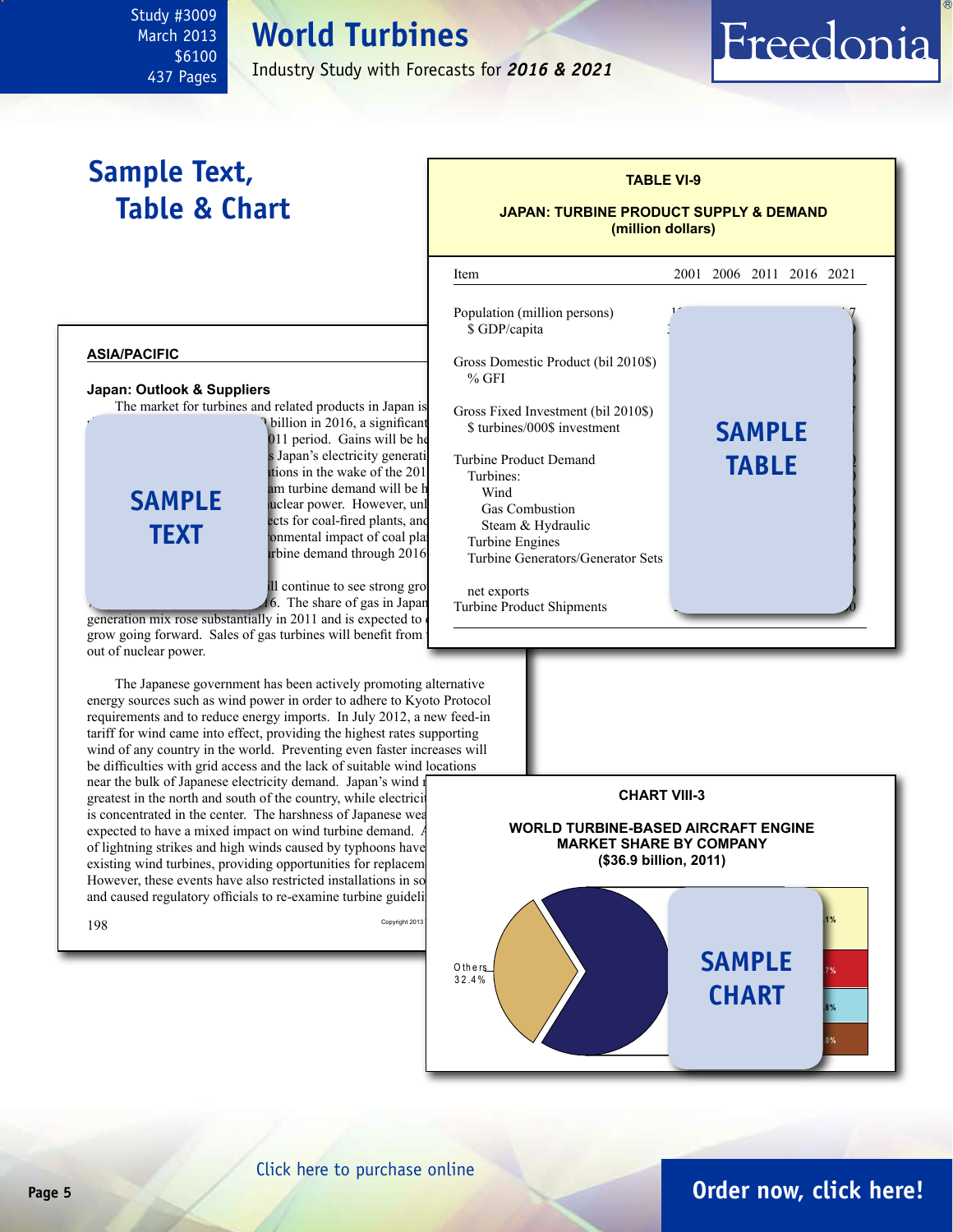Study #3009
March 2013
$6100
437 Pages

# World Turbines

Industry Study with Forecasts for ***2016 & 2021***

## Sample Text, Table & Chart

**TABLE VI-9**

**JAPAN: TURBINE PRODUCT SUPPLY & DEMAND (million dollars)**

| Item | 2001 | 2006 | 2011 | 2016 | 2021 |
|---|---|---|---|---|---|
| Population (million persons) | | | | | |
| $ GDP/capita | | | | | |
| Gross Domestic Product (bil 2010$) | | | | | |
| % GFI | | | | | |
| Gross Fixed Investment (bil 2010$) | | | | | |
| $ turbines/000$ investment | | | | | |
| Turbine Product Demand | | | | | |
| Turbines: | | | | | |
| Wind | | | | | |
| Gas Combustion | | | | | |
| Steam & Hydraulic | | | | | |
| Turbine Engines | | | | | |
| Turbine Generators/Generator Sets | | | | | |
| net exports | | | | | |
| Turbine Product Shipments | | | | | |

SAMPLE TABLE

**ASIA/PACIFIC**

**Japan: Outlook & Suppliers**

The market for turbines and related products in Japan is ... billion in 2016, a significant ... 011 period. Gains will be ... s Japan's electricity generati... ations in the wake of the 201... am turbine demand will be h... uclear power. However, unl... ects for coal-fired plants, and ... onmental impact of coal pla... rbine demand through 2016...

SAMPLE TEXT

...ll continue to see strong gro... 6. The share of gas in Japan... generation mix rose substantially in 2011 and is expected to ... grow going forward. Sales of gas turbines will benefit from ... out of nuclear power.

The Japanese government has been actively promoting alternative energy sources such as wind power in order to adhere to Kyoto Protocol requirements and to reduce energy imports. In July 2012, a new feed-in tariff for wind came into effect, providing the highest rates supporting wind of any country in the world. Preventing even faster increases will be difficulties with grid access and the lack of suitable wind locations near the bulk of Japanese electricity demand. Japan's wind r... greatest in the north and south of the country, while electrici... is concentrated in the center. The harshness of Japanese wea... expected to have a mixed impact on wind turbine demand. A... of lightning strikes and high winds caused by typhoons have... existing wind turbines, providing opportunities for replacem... However, these events have also restricted installations in so... and caused regulatory officials to re-examine turbine guideli...

**CHART VIII-3**

**WORLD TURBINE-BASED AIRCRAFT ENGINE MARKET SHARE BY COMPANY ($36.9 billion, 2011)**

Others 32.4%

SAMPLE CHART

Click here to purchase online

Order now, click here!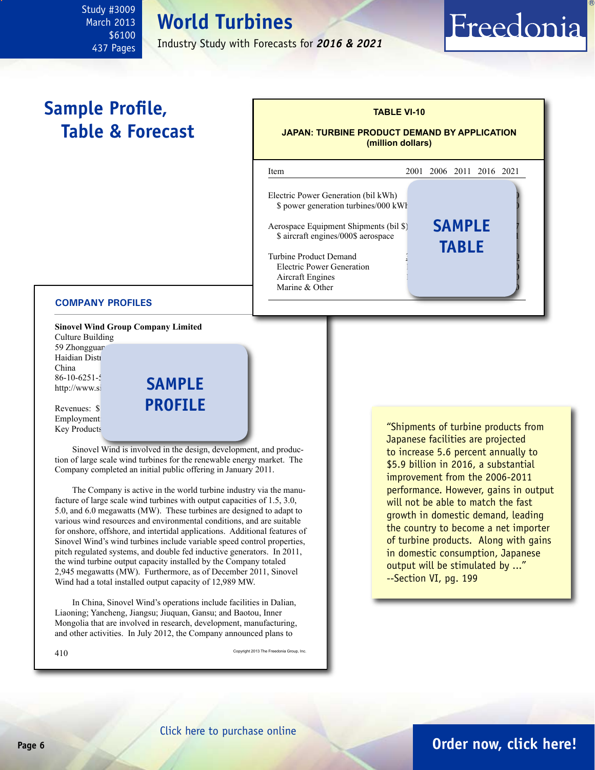# World Turbines

Industry Study with Forecasts for ***2016 & 2021***

Study #3009
March 2013
$6100
437 Pages

## Sample Profile, Table & Forecast

**TABLE VI-10**

**JAPAN: TURBINE PRODUCT DEMAND BY APPLICATION (million dollars)**

| Item | 2001 | 2006 | 2011 | 2016 | 2021 |
|---|---|---|---|---|---|
| Electric Power Generation (bil kWh) | | | | | |
| $ power generation turbines/000 kWh | | | | | |
| Aerospace Equipment Shipments (bil $) | | | | | |
| $ aircraft engines/000$ aerospace | | | | | |
| Turbine Product Demand | | | | | |
| Electric Power Generation | | | | | |
| Aircraft Engines | | | | | |
| Marine & Other | | | | | |

**SAMPLE TABLE**

**COMPANY PROFILES**

**Sinovel Wind Group Company Limited**
Culture Building
59 Zhongguan
Haidian Distr
China
86-10-6251-
http://www.si

Revenues: $
Employment
Key Products

**SAMPLE PROFILE**

Sinovel Wind is involved in the design, development, and production of large scale wind turbines for the renewable energy market. The Company completed an initial public offering in January 2011.

The Company is active in the world turbine industry via the manufacture of large scale wind turbines with output capacities of 1.5, 3.0, 5.0, and 6.0 megawatts (MW). These turbines are designed to adapt to various wind resources and environmental conditions, and are suitable for onshore, offshore, and intertidal applications. Additional features of Sinovel Wind's wind turbines include variable speed control properties, pitch regulated systems, and double fed inductive generators. In 2011, the wind turbine output capacity installed by the Company totaled 2,945 megawatts (MW). Furthermore, as of December 2011, Sinovel Wind had a total installed output capacity of 12,989 MW.

In China, Sinovel Wind's operations include facilities in Dalian, Liaoning; Yancheng, Jiangsu; Jiuquan, Gansu; and Baotou, Inner Mongolia that are involved in research, development, manufacturing, and other activities. In July 2012, the Company announced plans to

410 Copyright 2013 The Freedonia Group, Inc.

"Shipments of turbine products from Japanese facilities are projected to increase 5.6 percent annually to $5.9 billion in 2016, a substantial improvement from the 2006-2011 performance. However, gains in output will not be able to match the fast growth in domestic demand, leading the country to become a net importer of turbine products. Along with gains in domestic consumption, Japanese output will be stimulated by ..."
--Section VI, pg. 199

Click here to purchase online

**Order now, click here!**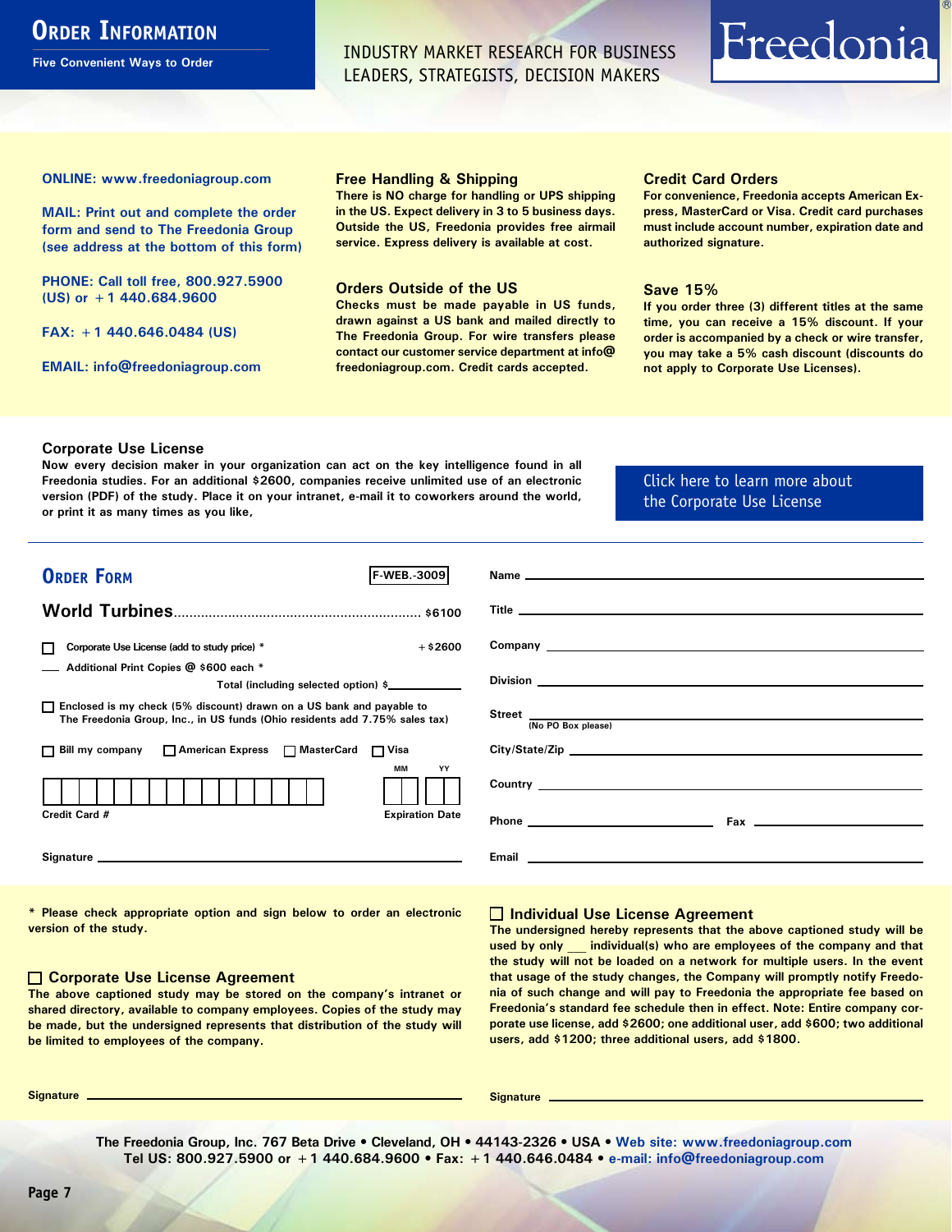# Order Information

Five Convenient Ways to Order

INDUSTRY MARKET RESEARCH FOR BUSINESS LEADERS, STRATEGISTS, DECISION MAKERS

Freedonia®

**ONLINE: www.freedoniagroup.com**

**MAIL: Print out and complete the order form and send to The Freedonia Group (see address at the bottom of this form)**

**PHONE: Call toll free, 800.927.5900 (US) or +1 440.684.9600**

**FAX: +1 440.646.0484 (US)**

**EMAIL: info@freedoniagroup.com**

### Free Handling & Shipping

There is NO charge for handling or UPS shipping in the US. Expect delivery in 3 to 5 business days. Outside the US, Freedonia provides free airmail service. Express delivery is available at cost.

### Orders Outside of the US

Checks must be made payable in US funds, drawn against a US bank and mailed directly to The Freedonia Group. For wire transfers please contact our customer service department at info@freedoniagroup.com. Credit cards accepted.

### Credit Card Orders

For convenience, Freedonia accepts American Express, MasterCard or Visa. Credit card purchases must include account number, expiration date and authorized signature.

### Save 15%

If you order three (3) different titles at the same time, you can receive a 15% discount. If your order is accompanied by a check or wire transfer, you may take a 5% cash discount (discounts do not apply to Corporate Use Licenses).

### Corporate Use License

Now every decision maker in your organization can act on the key intelligence found in all Freedonia studies. For an additional $2600, companies receive unlimited use of an electronic version (PDF) of the study. Place it on your intranet, e-mail it to coworkers around the world, or print it as many times as you like,

Click here to learn more about the Corporate Use License

## Order Form

F-WEB.-3009

**World Turbines**.............................................................. $6100

☐ Corporate Use License (add to study price) * +$2600

___ Additional Print Copies @ $600 each *

Total (including selected option) $__________

☐ Enclosed is my check (5% discount) drawn on a US bank and payable to The Freedonia Group, Inc., in US funds (Ohio residents add 7.75% sales tax)

☐ Bill my company ☐ American Express ☐ MasterCard ☐ Visa

Credit Card # ____________ Expiration Date MM YY

Signature ____________

Name ____________

Title ____________

Company ____________

Division ____________

Street ____________ (No PO Box please)

City/State/Zip ____________

Country ____________

Phone ____________ Fax ____________

Email ____________

\* Please check appropriate option and sign below to order an electronic version of the study.

### ☐ Corporate Use License Agreement

The above captioned study may be stored on the company's intranet or shared directory, available to company employees. Copies of the study may be made, but the undersigned represents that distribution of the study will be limited to employees of the company.

Signature ____________

### ☐ Individual Use License Agreement

The undersigned hereby represents that the above captioned study will be used by only ___ individual(s) who are employees of the company and that the study will not be loaded on a network for multiple users. In the event that usage of the study changes, the Company will promptly notify Freedonia of such change and will pay to Freedonia the appropriate fee based on Freedonia's standard fee schedule then in effect. Note: Entire company corporate use license, add $2600; one additional user, add $600; two additional users, add $1200; three additional users, add $1800.

Signature ____________

The Freedonia Group, Inc. 767 Beta Drive • Cleveland, OH • 44143-2326 • USA • Web site: www.freedoniagroup.com
Tel US: 800.927.5900 or +1 440.684.9600 • Fax: +1 440.646.0484 • e-mail: info@freedoniagroup.com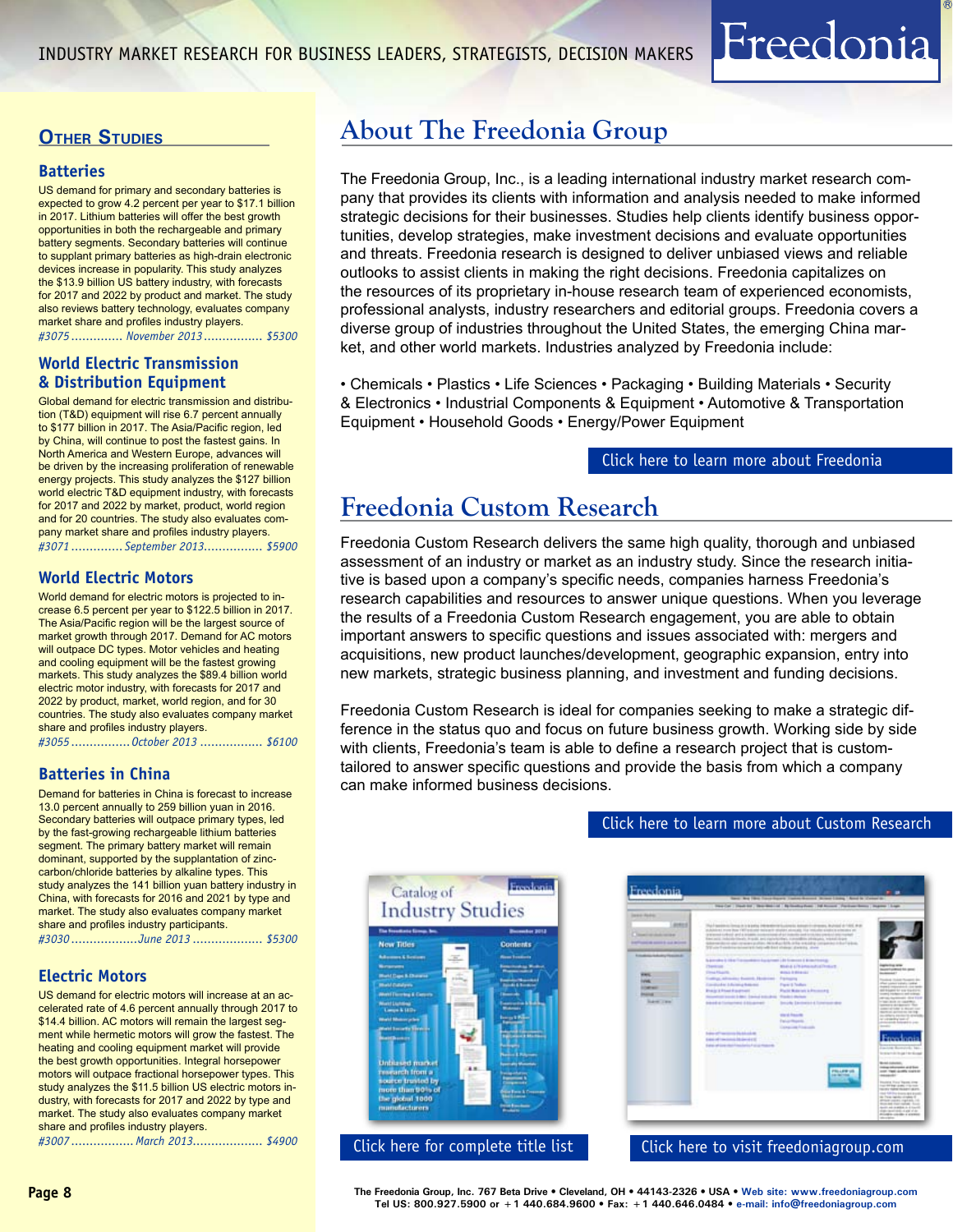## Other Studies

### Batteries

US demand for primary and secondary batteries is expected to grow 4.2 percent per year to $17.1 billion in 2017. Lithium batteries will offer the best growth opportunities in both the rechargeable and primary battery segments. Secondary batteries will continue to supplant primary batteries as high-drain electronic devices increase in popularity. This study analyzes the $13.9 billion US battery industry, with forecasts for 2017 and 2022 by product and market. The study also reviews battery technology, evaluates company market share and profiles industry players.

*#3075 .............. November 2013 ................ $5300*

### World Electric Transmission & Distribution Equipment

Global demand for electric transmission and distribution (T&D) equipment will rise 6.7 percent annually to $177 billion in 2017. The Asia/Pacific region, led by China, will continue to post the fastest gains. In North America and Western Europe, advances will be driven by the increasing proliferation of renewable energy projects. This study analyzes the $127 billion world electric T&D equipment industry, with forecasts for 2017 and 2022 by market, product, world region and for 20 countries. The study also evaluates company market share and profiles industry players.

*#3071 .............. September 2013................ $5900*

### World Electric Motors

World demand for electric motors is projected to increase 6.5 percent per year to $122.5 billion in 2017. The Asia/Pacific region will be the largest source of market growth through 2017. Demand for AC motors will outpace DC types. Motor vehicles and heating and cooling equipment will be the fastest growing markets. This study analyzes the $89.4 billion world electric motor industry, with forecasts for 2017 and 2022 by product, market, world region, and for 30 countries. The study also evaluates company market share and profiles industry players.

*#3055 ................ October 2013 ................. $6100*

### Batteries in China

Demand for batteries in China is forecast to increase 13.0 percent annually to 259 billion yuan in 2016. Secondary batteries will outpace primary types, led by the fast-growing rechargeable lithium batteries segment. The primary battery market will remain dominant, supported by the supplantation of zinc-carbon/chloride batteries by alkaline types. This study analyzes the 141 billion yuan battery industry in China, with forecasts for 2016 and 2021 by type and market. The study also evaluates company market share and profiles industry participants.

*#3030 ..................June 2013 ................... $5300*

### Electric Motors

US demand for electric motors will increase at an accelerated rate of 4.6 percent annually through 2017 to $14.4 billion. AC motors will remain the largest segment while hermetic motors will grow the fastest. The heating and cooling equipment market will provide the best growth opportunities. Integral horsepower motors will outpace fractional horsepower types. This study analyzes the $11.5 billion US electric motors industry, with forecasts for 2017 and 2022 by type and market. The study also evaluates company market share and profiles industry players.

*#3007 ................. March 2013................... $4900*

## About The Freedonia Group

The Freedonia Group, Inc., is a leading international industry market research company that provides its clients with information and analysis needed to make informed strategic decisions for their businesses. Studies help clients identify business opportunities, develop strategies, make investment decisions and evaluate opportunities and threats. Freedonia research is designed to deliver unbiased views and reliable outlooks to assist clients in making the right decisions. Freedonia capitalizes on the resources of its proprietary in-house research team of experienced economists, professional analysts, industry researchers and editorial groups. Freedonia covers a diverse group of industries throughout the United States, the emerging China market, and other world markets. Industries analyzed by Freedonia include:

• Chemicals • Plastics • Life Sciences • Packaging • Building Materials • Security & Electronics • Industrial Components & Equipment • Automotive & Transportation Equipment • Household Goods • Energy/Power Equipment

Click here to learn more about Freedonia

## Freedonia Custom Research

Freedonia Custom Research delivers the same high quality, thorough and unbiased assessment of an industry or market as an industry study. Since the research initiative is based upon a company's specific needs, companies harness Freedonia's research capabilities and resources to answer unique questions. When you leverage the results of a Freedonia Custom Research engagement, you are able to obtain important answers to specific questions and issues associated with: mergers and acquisitions, new product launches/development, geographic expansion, entry into new markets, strategic business planning, and investment and funding decisions.

Freedonia Custom Research is ideal for companies seeking to make a strategic difference in the status quo and focus on future business growth. Working side by side with clients, Freedonia's team is able to define a research project that is custom-tailored to answer specific questions and provide the basis from which a company can make informed business decisions.

Click here to learn more about Custom Research

Click here for complete title list

Click here to visit freedoniagroup.com

**The Freedonia Group, Inc. 767 Beta Drive • Cleveland, OH • 44143-2326 • USA • Web site: www.freedoniagroup.com**
**Tel US: 800.927.5900 or +1 440.684.9600 • Fax: +1 440.646.0484 • e-mail: info@freedoniagroup.com**